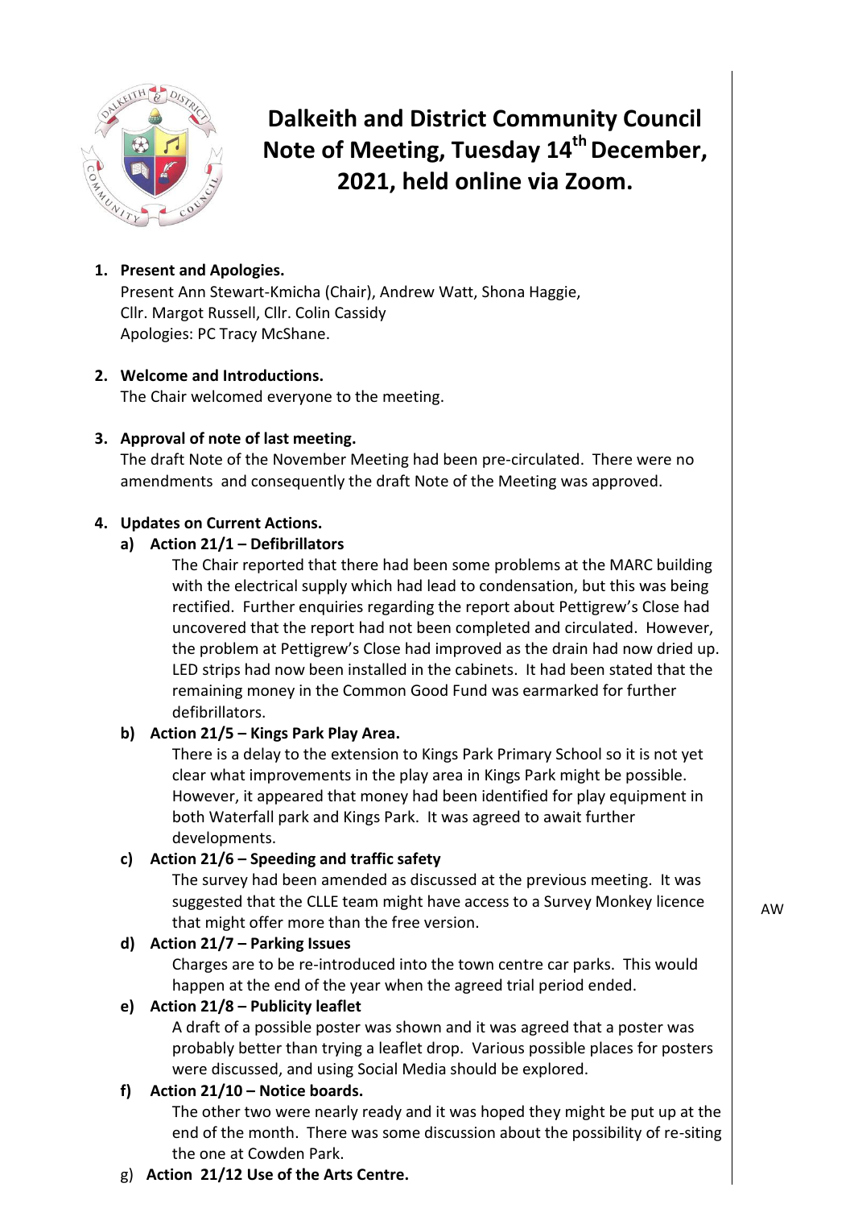# Dalkeith and District Community Council Note of Meeting, Tuesday 14th December, 2021, held online via Zoom.

1. **Present and Apologies.**
   Present Ann Stewart-Kmicha (Chair), Andrew Watt, Shona Haggie, Cllr. Margot Russell, Cllr. Colin Cassidy
   Apologies: PC Tracy McShane.

2. **Welcome and Introductions.**
   The Chair welcomed everyone to the meeting.

3. **Approval of note of last meeting.**
   The draft Note of the November Meeting had been pre-circulated. There were no amendments and consequently the draft Note of the Meeting was approved.

4. **Updates on Current Actions.**
   a) **Action 21/1 – Defibrillators**
      The Chair reported that there had been some problems at the MARC building with the electrical supply which had lead to condensation, but this was being rectified. Further enquiries regarding the report about Pettigrew's Close had uncovered that the report had not been completed and circulated. However, the problem at Pettigrew's Close had improved as the drain had now dried up. LED strips had now been installed in the cabinets. It had been stated that the remaining money in the Common Good Fund was earmarked for further defibrillators.

   b) **Action 21/5 – Kings Park Play Area.**
      There is a delay to the extension to Kings Park Primary School so it is not yet clear what improvements in the play area in Kings Park might be possible. However, it appeared that money had been identified for play equipment in both Waterfall park and Kings Park. It was agreed to await further developments.

   c) **Action 21/6 – Speeding and traffic safety**
      The survey had been amended as discussed at the previous meeting. It was suggested that the CLLE team might have access to a Survey Monkey licence that might offer more than the free version. **AW**

   d) **Action 21/7 – Parking Issues**
      Charges are to be re-introduced into the town centre car parks. This would happen at the end of the year when the agreed trial period ended.

   e) **Action 21/8 – Publicity leaflet**
      A draft of a possible poster was shown and it was agreed that a poster was probably better than trying a leaflet drop. Various possible places for posters were discussed, and using Social Media should be explored.

   f) **Action 21/10 – Notice boards.**
      The other two were nearly ready and it was hoped they might be put up at the end of the month. There was some discussion about the possibility of re-siting the one at Cowden Park.

   g) **Action 21/12 Use of the Arts Centre.**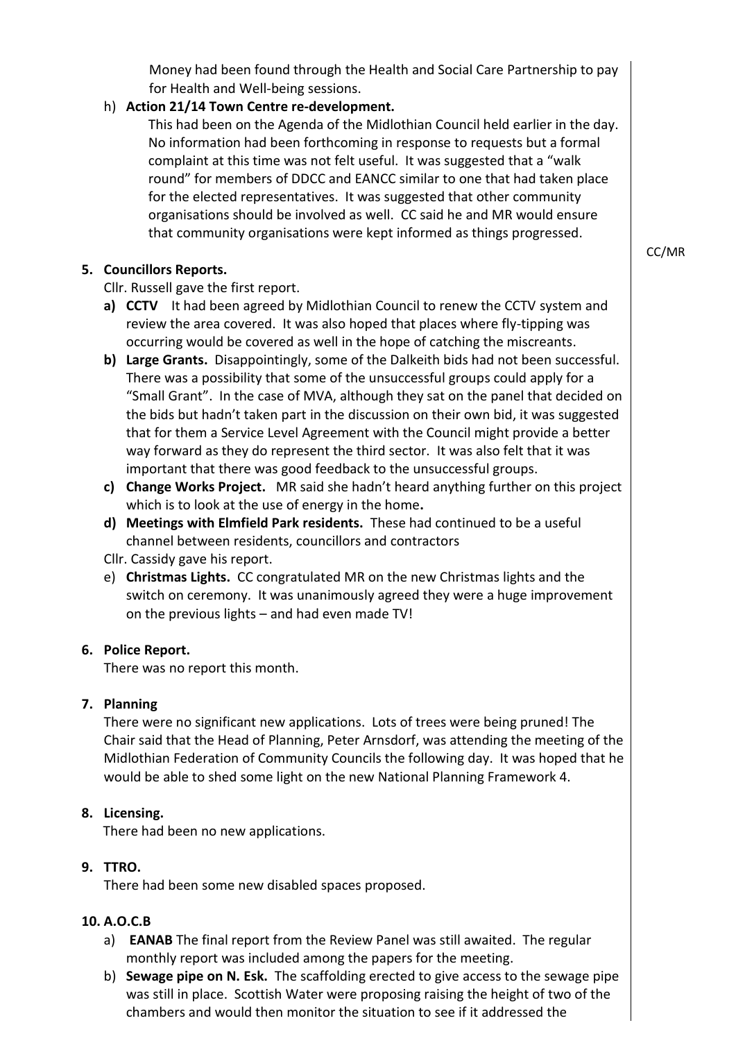Money had been found through the Health and Social Care Partnership to pay for Health and Well-being sessions.

h) **Action 21/14 Town Centre re-development.**
   This had been on the Agenda of the Midlothian Council held earlier in the day. No information had been forthcoming in response to requests but a formal complaint at this time was not felt useful. It was suggested that a "walk round" for members of DDCC and EANCC similar to one that had taken place for the elected representatives. It was suggested that other community organisations should be involved as well. CC said he and MR would ensure that community organisations were kept informed as things progressed. **CC/MR**

**5. Councillors Reports.**

Cllr. Russell gave the first report.

a) **CCTV** It had been agreed by Midlothian Council to renew the CCTV system and review the area covered. It was also hoped that places where fly-tipping was occurring would be covered as well in the hope of catching the miscreants.
b) **Large Grants.** Disappointingly, some of the Dalkeith bids had not been successful. There was a possibility that some of the unsuccessful groups could apply for a "Small Grant". In the case of MVA, although they sat on the panel that decided on the bids but hadn't taken part in the discussion on their own bid, it was suggested that for them a Service Level Agreement with the Council might provide a better way forward as they do represent the third sector. It was also felt that it was important that there was good feedback to the unsuccessful groups.
c) **Change Works Project.** MR said she hadn't heard anything further on this project which is to look at the use of energy in the home**.**
d) **Meetings with Elmfield Park residents.** These had continued to be a useful channel between residents, councillors and contractors

Cllr. Cassidy gave his report.

e) **Christmas Lights.** CC congratulated MR on the new Christmas lights and the switch on ceremony. It was unanimously agreed they were a huge improvement on the previous lights – and had even made TV!

**6. Police Report.**

There was no report this month.

**7. Planning**

There were no significant new applications. Lots of trees were being pruned! The Chair said that the Head of Planning, Peter Arnsdorf, was attending the meeting of the Midlothian Federation of Community Councils the following day. It was hoped that he would be able to shed some light on the new National Planning Framework 4.

**8. Licensing.**

There had been no new applications.

**9. TTRO.**

There had been some new disabled spaces proposed.

**10. A.O.C.B**

a) **EANAB** The final report from the Review Panel was still awaited. The regular monthly report was included among the papers for the meeting.
b) **Sewage pipe on N. Esk.** The scaffolding erected to give access to the sewage pipe was still in place. Scottish Water were proposing raising the height of two of the chambers and would then monitor the situation to see if it addressed the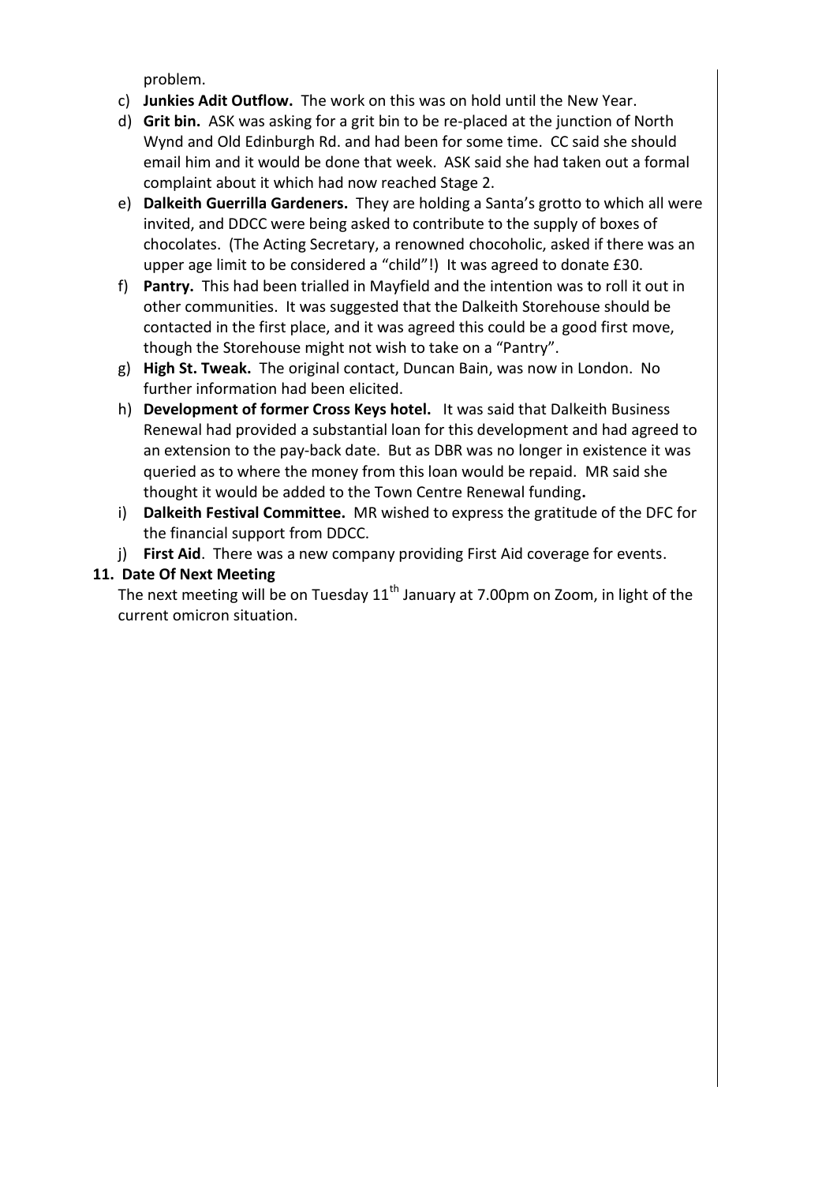problem.

c) **Junkies Adit Outflow.** The work on this was on hold until the New Year.
d) **Grit bin.** ASK was asking for a grit bin to be re-placed at the junction of North Wynd and Old Edinburgh Rd. and had been for some time. CC said she should email him and it would be done that week. ASK said she had taken out a formal complaint about it which had now reached Stage 2.
e) **Dalkeith Guerrilla Gardeners.** They are holding a Santa's grotto to which all were invited, and DDCC were being asked to contribute to the supply of boxes of chocolates. (The Acting Secretary, a renowned chocoholic, asked if there was an upper age limit to be considered a "child"!) It was agreed to donate £30.
f) **Pantry.** This had been trialled in Mayfield and the intention was to roll it out in other communities. It was suggested that the Dalkeith Storehouse should be contacted in the first place, and it was agreed this could be a good first move, though the Storehouse might not wish to take on a "Pantry".
g) **High St. Tweak.** The original contact, Duncan Bain, was now in London. No further information had been elicited.
h) **Development of former Cross Keys hotel.** It was said that Dalkeith Business Renewal had provided a substantial loan for this development and had agreed to an extension to the pay-back date. But as DBR was no longer in existence it was queried as to where the money from this loan would be repaid. MR said she thought it would be added to the Town Centre Renewal funding**.**
i) **Dalkeith Festival Committee.** MR wished to express the gratitude of the DFC for the financial support from DDCC.
j) **First Aid**. There was a new company providing First Aid coverage for events.

**11. Date Of Next Meeting**

The next meeting will be on Tuesday 11th January at 7.00pm on Zoom, in light of the current omicron situation.